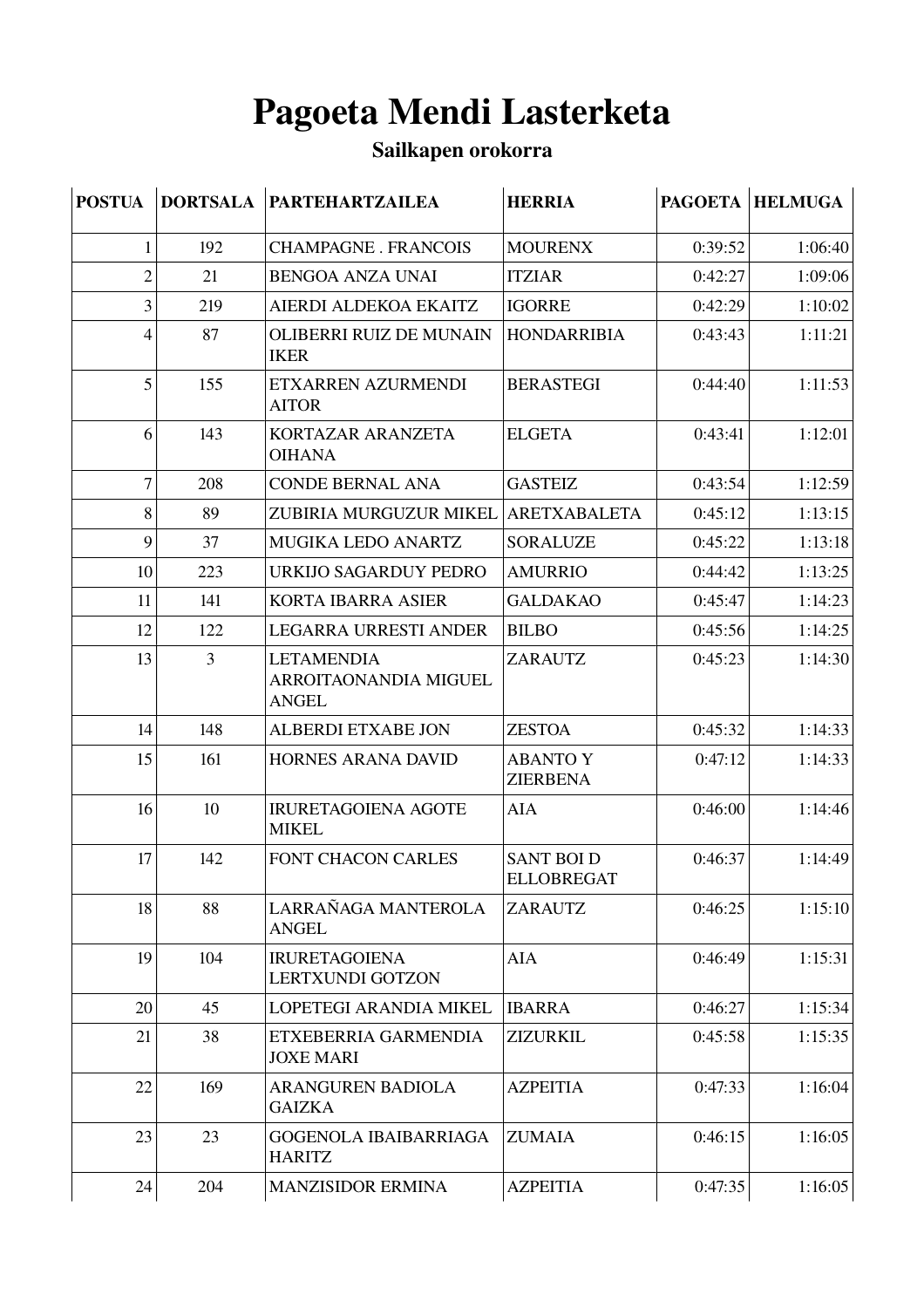# Pagoeta Mendi Lasterketa

## Sailkapen orokorra

| POSTUA | DORTSALA | PARTEHARTZAILEA | HERRIA | PAGOETA | HELMUGA |
|---|---|---|---|---|---|
| 1 | 192 | CHAMPAGNE . FRANCOIS | MOURENX | 0:39:52 | 1:06:40 |
| 2 | 21 | BENGOA ANZA UNAI | ITZIAR | 0:42:27 | 1:09:06 |
| 3 | 219 | AIERDI ALDEKOA EKAITZ | IGORRE | 0:42:29 | 1:10:02 |
| 4 | 87 | OLIBERRI RUIZ DE MUNAIN IKER | HONDARRIBIA | 0:43:43 | 1:11:21 |
| 5 | 155 | ETXARREN AZURMENDI AITOR | BERASTEGI | 0:44:40 | 1:11:53 |
| 6 | 143 | KORTAZAR ARANZETA OIHANA | ELGETA | 0:43:41 | 1:12:01 |
| 7 | 208 | CONDE BERNAL ANA | GASTEIZ | 0:43:54 | 1:12:59 |
| 8 | 89 | ZUBIRIA MURGUZUR MIKEL | ARETXABALETA | 0:45:12 | 1:13:15 |
| 9 | 37 | MUGIKA LEDO ANARTZ | SORALUZE | 0:45:22 | 1:13:18 |
| 10 | 223 | URKIJO SAGARDUY PEDRO | AMURRIO | 0:44:42 | 1:13:25 |
| 11 | 141 | KORTA IBARRA ASIER | GALDAKAO | 0:45:47 | 1:14:23 |
| 12 | 122 | LEGARRA URRESTI ANDER | BILBO | 0:45:56 | 1:14:25 |
| 13 | 3 | LETAMENDIA ARROITAONANDIA MIGUEL ANGEL | ZARAUTZ | 0:45:23 | 1:14:30 |
| 14 | 148 | ALBERDI ETXABE JON | ZESTOA | 0:45:32 | 1:14:33 |
| 15 | 161 | HORNES ARANA DAVID | ABANTO Y ZIERBENA | 0:47:12 | 1:14:33 |
| 16 | 10 | IRURETAGOIENA AGOTE MIKEL | AIA | 0:46:00 | 1:14:46 |
| 17 | 142 | FONT CHACON CARLES | SANT BOI D ELLOBREGAT | 0:46:37 | 1:14:49 |
| 18 | 88 | LARRAÑAGA MANTEROLA ANGEL | ZARAUTZ | 0:46:25 | 1:15:10 |
| 19 | 104 | IRURETAGOIENA LERTXUNDI GOTZON | AIA | 0:46:49 | 1:15:31 |
| 20 | 45 | LOPETEGI ARANDIA MIKEL | IBARRA | 0:46:27 | 1:15:34 |
| 21 | 38 | ETXEBERRIA GARMENDIA JOXE MARI | ZIZURKIL | 0:45:58 | 1:15:35 |
| 22 | 169 | ARANGUREN BADIOLA GAIZKA | AZPEITIA | 0:47:33 | 1:16:04 |
| 23 | 23 | GOGENOLA IBAIBARRIAGA HARITZ | ZUMAIA | 0:46:15 | 1:16:05 |
| 24 | 204 | MANZISIDOR ERMINA | AZPEITIA | 0:47:35 | 1:16:05 |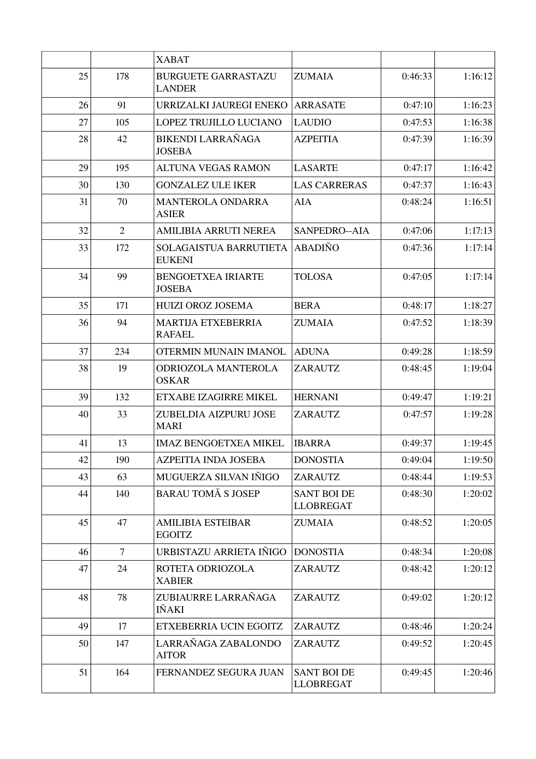| | | | | | |
|---|---|---|---|---|---|
| | | XABAT | | | |
| 25 | 178 | BURGUETE GARRASTAZU LANDER | ZUMAIA | 0:46:33 | 1:16:12 |
| 26 | 91 | URRIZALKI JAUREGI ENEKO | ARRASATE | 0:47:10 | 1:16:23 |
| 27 | 105 | LOPEZ TRUJILLO LUCIANO | LAUDIO | 0:47:53 | 1:16:38 |
| 28 | 42 | BIKENDI LARRAÑAGA JOSEBA | AZPEITIA | 0:47:39 | 1:16:39 |
| 29 | 195 | ALTUNA VEGAS RAMON | LASARTE | 0:47:17 | 1:16:42 |
| 30 | 130 | GONZALEZ ULE IKER | LAS CARRERAS | 0:47:37 | 1:16:43 |
| 31 | 70 | MANTEROLA ONDARRA ASIER | AIA | 0:48:24 | 1:16:51 |
| 32 | 2 | AMILIBIA ARRUTI NEREA | SANPEDRO--AIA | 0:47:06 | 1:17:13 |
| 33 | 172 | SOLAGAISTUA BARRUTIETA EUKENI | ABADIÑO | 0:47:36 | 1:17:14 |
| 34 | 99 | BENGOETXEA IRIARTE JOSEBA | TOLOSA | 0:47:05 | 1:17:14 |
| 35 | 171 | HUIZI OROZ JOSEMA | BERA | 0:48:17 | 1:18:27 |
| 36 | 94 | MARTIJA ETXEBERRIA RAFAEL | ZUMAIA | 0:47:52 | 1:18:39 |
| 37 | 234 | OTERMIN MUNAIN IMANOL | ADUNA | 0:49:28 | 1:18:59 |
| 38 | 19 | ODRIOZOLA MANTEROLA OSKAR | ZARAUTZ | 0:48:45 | 1:19:04 |
| 39 | 132 | ETXABE IZAGIRRE MIKEL | HERNANI | 0:49:47 | 1:19:21 |
| 40 | 33 | ZUBELDIA AIZPURU JOSE MARI | ZARAUTZ | 0:47:57 | 1:19:28 |
| 41 | 13 | IMAZ BENGOETXEA MIKEL | IBARRA | 0:49:37 | 1:19:45 |
| 42 | 190 | AZPEITIA INDA JOSEBA | DONOSTIA | 0:49:04 | 1:19:50 |
| 43 | 63 | MUGUERZA SILVAN IÑIGO | ZARAUTZ | 0:48:44 | 1:19:53 |
| 44 | 140 | BARAU TOMÃ S JOSEP | SANT BOI DE LLOBREGAT | 0:48:30 | 1:20:02 |
| 45 | 47 | AMILIBIA ESTEIBAR EGOITZ | ZUMAIA | 0:48:52 | 1:20:05 |
| 46 | 7 | URBISTAZU ARRIETA IÑIGO | DONOSTIA | 0:48:34 | 1:20:08 |
| 47 | 24 | ROTETA ODRIOZOLA XABIER | ZARAUTZ | 0:48:42 | 1:20:12 |
| 48 | 78 | ZUBIAURRE LARRAÑAGA IÑAKI | ZARAUTZ | 0:49:02 | 1:20:12 |
| 49 | 17 | ETXEBERRIA UCIN EGOITZ | ZARAUTZ | 0:48:46 | 1:20:24 |
| 50 | 147 | LARRAÑAGA ZABALONDO AITOR | ZARAUTZ | 0:49:52 | 1:20:45 |
| 51 | 164 | FERNANDEZ SEGURA JUAN | SANT BOI DE LLOBREGAT | 0:49:45 | 1:20:46 |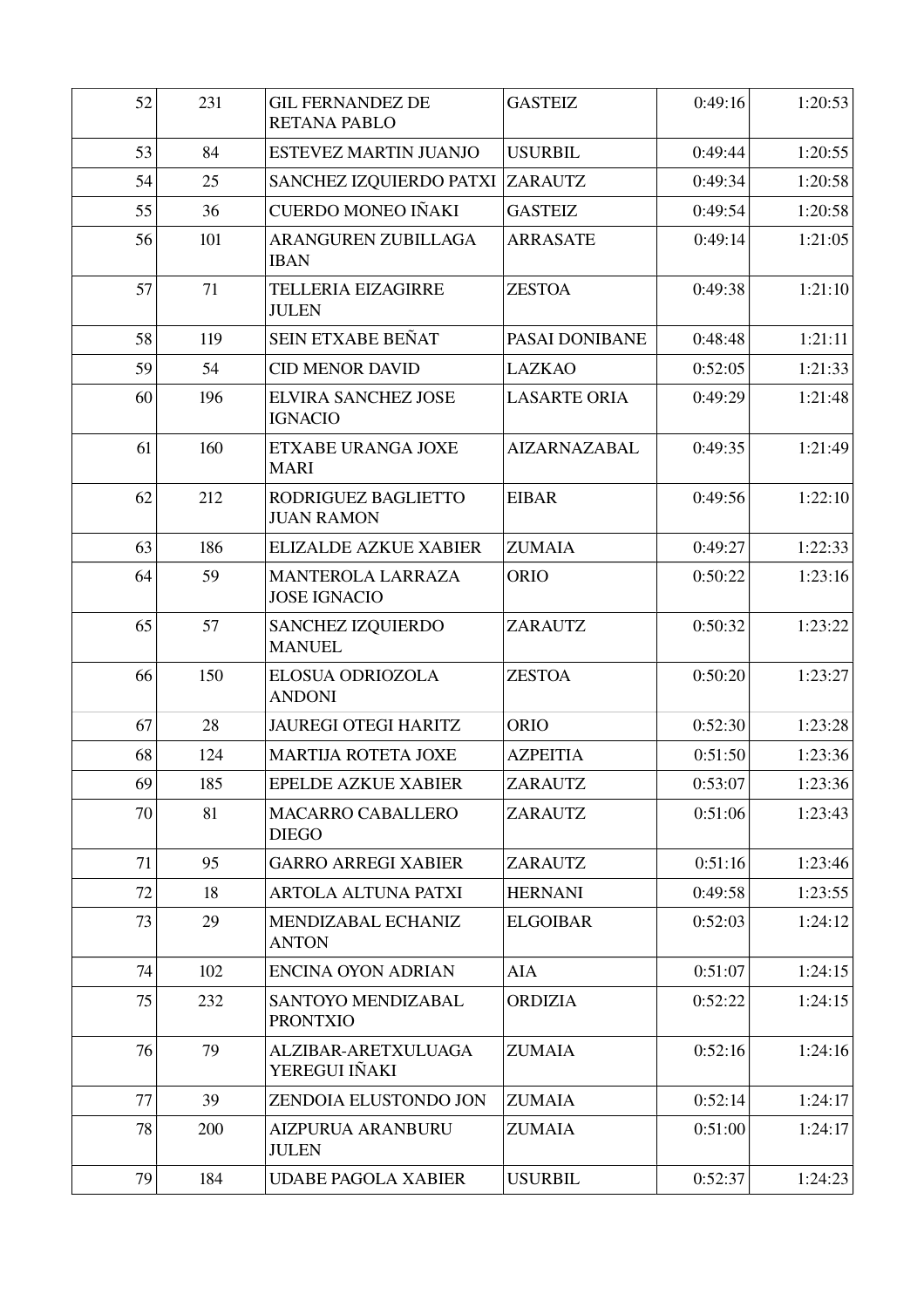| | | | | | |
|---|---|---|---|---|---|
| 52 | 231 | GIL FERNANDEZ DE RETANA PABLO | GASTEIZ | 0:49:16 | 1:20:53 |
| 53 | 84 | ESTEVEZ MARTIN JUANJO | USURBIL | 0:49:44 | 1:20:55 |
| 54 | 25 | SANCHEZ IZQUIERDO PATXI | ZARAUTZ | 0:49:34 | 1:20:58 |
| 55 | 36 | CUERDO MONEO IÑAKI | GASTEIZ | 0:49:54 | 1:20:58 |
| 56 | 101 | ARANGUREN ZUBILLAGA IBAN | ARRASATE | 0:49:14 | 1:21:05 |
| 57 | 71 | TELLERIA EIZAGIRRE JULEN | ZESTOA | 0:49:38 | 1:21:10 |
| 58 | 119 | SEIN ETXABE BEÑAT | PASAI DONIBANE | 0:48:48 | 1:21:11 |
| 59 | 54 | CID MENOR DAVID | LAZKAO | 0:52:05 | 1:21:33 |
| 60 | 196 | ELVIRA SANCHEZ JOSE IGNACIO | LASARTE ORIA | 0:49:29 | 1:21:48 |
| 61 | 160 | ETXABE URANGA JOXE MARI | AIZARNAZABAL | 0:49:35 | 1:21:49 |
| 62 | 212 | RODRIGUEZ BAGLIETTO JUAN RAMON | EIBAR | 0:49:56 | 1:22:10 |
| 63 | 186 | ELIZALDE AZKUE XABIER | ZUMAIA | 0:49:27 | 1:22:33 |
| 64 | 59 | MANTEROLA LARRAZA JOSE IGNACIO | ORIO | 0:50:22 | 1:23:16 |
| 65 | 57 | SANCHEZ IZQUIERDO MANUEL | ZARAUTZ | 0:50:32 | 1:23:22 |
| 66 | 150 | ELOSUA ODRIOZOLA ANDONI | ZESTOA | 0:50:20 | 1:23:27 |
| 67 | 28 | JAUREGI OTEGI HARITZ | ORIO | 0:52:30 | 1:23:28 |
| 68 | 124 | MARTIJA ROTETA JOXE | AZPEITIA | 0:51:50 | 1:23:36 |
| 69 | 185 | EPELDE AZKUE XABIER | ZARAUTZ | 0:53:07 | 1:23:36 |
| 70 | 81 | MACARRO CABALLERO DIEGO | ZARAUTZ | 0:51:06 | 1:23:43 |
| 71 | 95 | GARRO ARREGI XABIER | ZARAUTZ | 0:51:16 | 1:23:46 |
| 72 | 18 | ARTOLA ALTUNA PATXI | HERNANI | 0:49:58 | 1:23:55 |
| 73 | 29 | MENDIZABAL ECHANIZ ANTON | ELGOIBAR | 0:52:03 | 1:24:12 |
| 74 | 102 | ENCINA OYON ADRIAN | AIA | 0:51:07 | 1:24:15 |
| 75 | 232 | SANTOYO MENDIZABAL PRONTXIO | ORDIZIA | 0:52:22 | 1:24:15 |
| 76 | 79 | ALZIBAR-ARETXULUAGA YEREGUI IÑAKI | ZUMAIA | 0:52:16 | 1:24:16 |
| 77 | 39 | ZENDOIA ELUSTONDO JON | ZUMAIA | 0:52:14 | 1:24:17 |
| 78 | 200 | AIZPURUA ARANBURU JULEN | ZUMAIA | 0:51:00 | 1:24:17 |
| 79 | 184 | UDABE PAGOLA XABIER | USURBIL | 0:52:37 | 1:24:23 |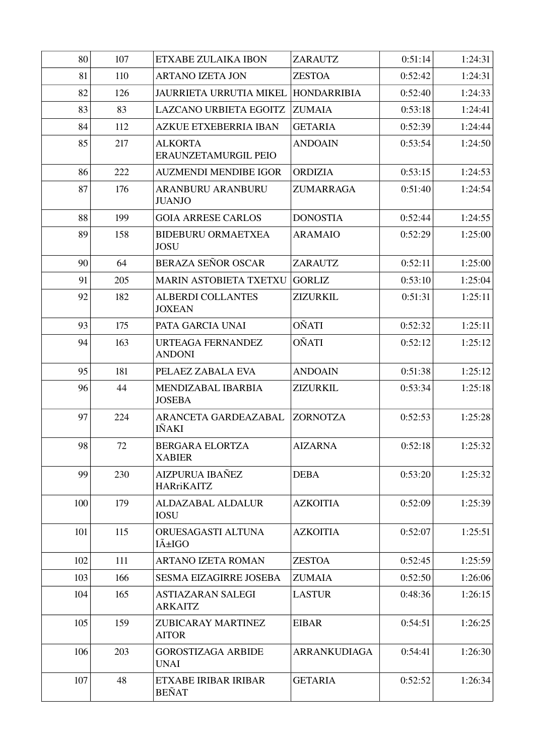| | | | | | |
|---|---|---|---|---|---|
| 80 | 107 | ETXABE ZULAIKA IBON | ZARAUTZ | 0:51:14 | 1:24:31 |
| 81 | 110 | ARTANO IZETA JON | ZESTOA | 0:52:42 | 1:24:31 |
| 82 | 126 | JAURRIETA URRUTIA MIKEL | HONDARRIBIA | 0:52:40 | 1:24:33 |
| 83 | 83 | LAZCANO URBIETA EGOITZ | ZUMAIA | 0:53:18 | 1:24:41 |
| 84 | 112 | AZKUE ETXEBERRIA IBAN | GETARIA | 0:52:39 | 1:24:44 |
| 85 | 217 | ALKORTA ERAUNZETAMURGIL PEIO | ANDOAIN | 0:53:54 | 1:24:50 |
| 86 | 222 | AUZMENDI MENDIBE IGOR | ORDIZIA | 0:53:15 | 1:24:53 |
| 87 | 176 | ARANBURU ARANBURU JUANJO | ZUMARRAGA | 0:51:40 | 1:24:54 |
| 88 | 199 | GOIA ARRESE CARLOS | DONOSTIA | 0:52:44 | 1:24:55 |
| 89 | 158 | BIDEBURU ORMAETXEA JOSU | ARAMAIO | 0:52:29 | 1:25:00 |
| 90 | 64 | BERAZA SEÑOR OSCAR | ZARAUTZ | 0:52:11 | 1:25:00 |
| 91 | 205 | MARIN ASTOBIETA TXETXU | GORLIZ | 0:53:10 | 1:25:04 |
| 92 | 182 | ALBERDI COLLANTES JOXEAN | ZIZURKIL | 0:51:31 | 1:25:11 |
| 93 | 175 | PATA GARCIA UNAI | OÑATI | 0:52:32 | 1:25:11 |
| 94 | 163 | URTEAGA FERNANDEZ ANDONI | OÑATI | 0:52:12 | 1:25:12 |
| 95 | 181 | PELAEZ ZABALA EVA | ANDOAIN | 0:51:38 | 1:25:12 |
| 96 | 44 | MENDIZABAL IBARBIA JOSEBA | ZIZURKIL | 0:53:34 | 1:25:18 |
| 97 | 224 | ARANCETA GARDEAZABAL IÑAKI | ZORNOTZA | 0:52:53 | 1:25:28 |
| 98 | 72 | BERGARA ELORTZA XABIER | AIZARNA | 0:52:18 | 1:25:32 |
| 99 | 230 | AIZPURUA IBAÑEZ HARriKAITZ | DEBA | 0:53:20 | 1:25:32 |
| 100 | 179 | ALDAZABAL ALDALUR IOSU | AZKOITIA | 0:52:09 | 1:25:39 |
| 101 | 115 | ORUESAGASTI ALTUNA IÃ±IGO | AZKOITIA | 0:52:07 | 1:25:51 |
| 102 | 111 | ARTANO IZETA ROMAN | ZESTOA | 0:52:45 | 1:25:59 |
| 103 | 166 | SESMA EIZAGIRRE JOSEBA | ZUMAIA | 0:52:50 | 1:26:06 |
| 104 | 165 | ASTIAZARAN SALEGI ARKAITZ | LASTUR | 0:48:36 | 1:26:15 |
| 105 | 159 | ZUBICARAY MARTINEZ AITOR | EIBAR | 0:54:51 | 1:26:25 |
| 106 | 203 | GOROSTIZAGA ARBIDE UNAI | ARRANKUDIAGA | 0:54:41 | 1:26:30 |
| 107 | 48 | ETXABE IRIBAR IRIBAR BEÑAT | GETARIA | 0:52:52 | 1:26:34 |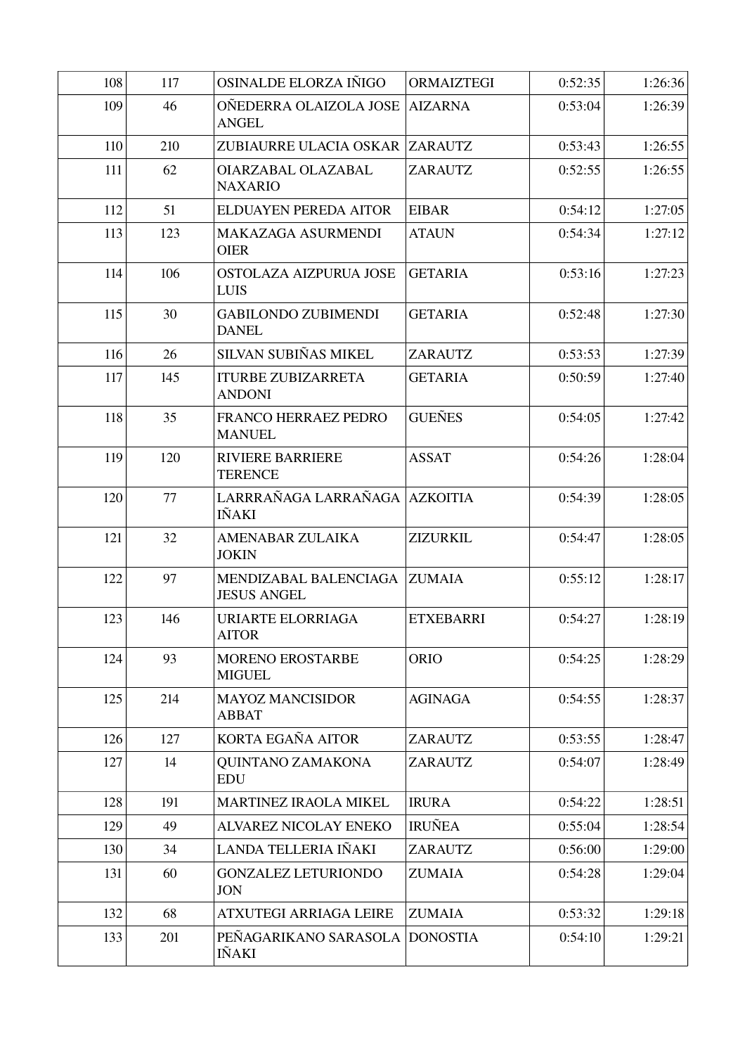| | | | | | |
|---|---|---|---|---|---|
| 108 | 117 | OSINALDE ELORZA IÑIGO | ORMAIZTEGI | 0:52:35 | 1:26:36 |
| 109 | 46 | OÑEDERRA OLAIZOLA JOSE ANGEL | AIZARNA | 0:53:04 | 1:26:39 |
| 110 | 210 | ZUBIAURRE ULACIA OSKAR | ZARAUTZ | 0:53:43 | 1:26:55 |
| 111 | 62 | OIARZABAL OLAZABAL NAXARIO | ZARAUTZ | 0:52:55 | 1:26:55 |
| 112 | 51 | ELDUAYEN PEREDA AITOR | EIBAR | 0:54:12 | 1:27:05 |
| 113 | 123 | MAKAZAGA ASURMENDI OIER | ATAUN | 0:54:34 | 1:27:12 |
| 114 | 106 | OSTOLAZA AIZPURUA JOSE LUIS | GETARIA | 0:53:16 | 1:27:23 |
| 115 | 30 | GABILONDO ZUBIMENDI DANEL | GETARIA | 0:52:48 | 1:27:30 |
| 116 | 26 | SILVAN SUBIÑAS MIKEL | ZARAUTZ | 0:53:53 | 1:27:39 |
| 117 | 145 | ITURBE ZUBIZARRETA ANDONI | GETARIA | 0:50:59 | 1:27:40 |
| 118 | 35 | FRANCO HERRAEZ PEDRO MANUEL | GUEÑES | 0:54:05 | 1:27:42 |
| 119 | 120 | RIVIERE BARRIERE TERENCE | ASSAT | 0:54:26 | 1:28:04 |
| 120 | 77 | LARRRAÑAGA LARRAÑAGA IÑAKI | AZKOITIA | 0:54:39 | 1:28:05 |
| 121 | 32 | AMENABAR ZULAIKA JOKIN | ZIZURKIL | 0:54:47 | 1:28:05 |
| 122 | 97 | MENDIZABAL BALENCIAGA JESUS ANGEL | ZUMAIA | 0:55:12 | 1:28:17 |
| 123 | 146 | URIARTE ELORRIAGA AITOR | ETXEBARRI | 0:54:27 | 1:28:19 |
| 124 | 93 | MORENO EROSTARBE MIGUEL | ORIO | 0:54:25 | 1:28:29 |
| 125 | 214 | MAYOZ MANCISIDOR ABBAT | AGINAGA | 0:54:55 | 1:28:37 |
| 126 | 127 | KORTA EGAÑA AITOR | ZARAUTZ | 0:53:55 | 1:28:47 |
| 127 | 14 | QUINTANO ZAMAKONA EDU | ZARAUTZ | 0:54:07 | 1:28:49 |
| 128 | 191 | MARTINEZ IRAOLA MIKEL | IRURA | 0:54:22 | 1:28:51 |
| 129 | 49 | ALVAREZ NICOLAY ENEKO | IRUÑEA | 0:55:04 | 1:28:54 |
| 130 | 34 | LANDA TELLERIA IÑAKI | ZARAUTZ | 0:56:00 | 1:29:00 |
| 131 | 60 | GONZALEZ LETURIONDO JON | ZUMAIA | 0:54:28 | 1:29:04 |
| 132 | 68 | ATXUTEGI ARRIAGA LEIRE | ZUMAIA | 0:53:32 | 1:29:18 |
| 133 | 201 | PEÑAGARIKANO SARASOLA IÑAKI | DONOSTIA | 0:54:10 | 1:29:21 |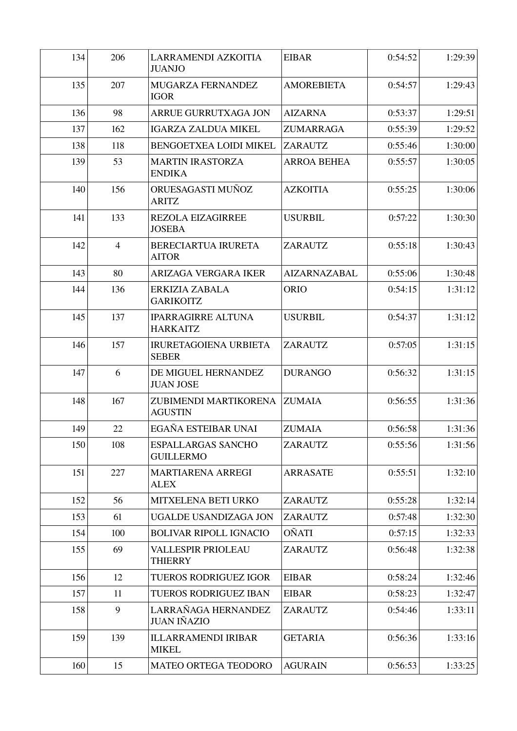| | | | | | |
|---|---|---|---|---|---|
| 134 | 206 | LARRAMENDI AZKOITIA JUANJO | EIBAR | 0:54:52 | 1:29:39 |
| 135 | 207 | MUGARZA FERNANDEZ IGOR | AMOREBIETA | 0:54:57 | 1:29:43 |
| 136 | 98 | ARRUE GURRUTXAGA JON | AIZARNA | 0:53:37 | 1:29:51 |
| 137 | 162 | IGARZA ZALDUA MIKEL | ZUMARRAGA | 0:55:39 | 1:29:52 |
| 138 | 118 | BENGOETXEA LOIDI MIKEL | ZARAUTZ | 0:55:46 | 1:30:00 |
| 139 | 53 | MARTIN IRASTORZA ENDIKA | ARROA BEHEA | 0:55:57 | 1:30:05 |
| 140 | 156 | ORUESAGASTI MUÑOZ ARITZ | AZKOITIA | 0:55:25 | 1:30:06 |
| 141 | 133 | REZOLA EIZAGIRREE JOSEBA | USURBIL | 0:57:22 | 1:30:30 |
| 142 | 4 | BERECIARTUA IRURETA AITOR | ZARAUTZ | 0:55:18 | 1:30:43 |
| 143 | 80 | ARIZAGA VERGARA IKER | AIZARNAZABAL | 0:55:06 | 1:30:48 |
| 144 | 136 | ERKIZIA ZABALA GARIKOITZ | ORIO | 0:54:15 | 1:31:12 |
| 145 | 137 | IPARRAGIRRE ALTUNA HARKAITZ | USURBIL | 0:54:37 | 1:31:12 |
| 146 | 157 | IRURETAGOIENA URBIETA SEBER | ZARAUTZ | 0:57:05 | 1:31:15 |
| 147 | 6 | DE MIGUEL HERNANDEZ JUAN JOSE | DURANGO | 0:56:32 | 1:31:15 |
| 148 | 167 | ZUBIMENDI MARTIKORENA AGUSTIN | ZUMAIA | 0:56:55 | 1:31:36 |
| 149 | 22 | EGAÑA ESTEIBAR UNAI | ZUMAIA | 0:56:58 | 1:31:36 |
| 150 | 108 | ESPALLARGAS SANCHO GUILLERMO | ZARAUTZ | 0:55:56 | 1:31:56 |
| 151 | 227 | MARTIARENA ARREGI ALEX | ARRASATE | 0:55:51 | 1:32:10 |
| 152 | 56 | MITXELENA BETI URKO | ZARAUTZ | 0:55:28 | 1:32:14 |
| 153 | 61 | UGALDE USANDIZAGA JON | ZARAUTZ | 0:57:48 | 1:32:30 |
| 154 | 100 | BOLIVAR RIPOLL IGNACIO | OÑATI | 0:57:15 | 1:32:33 |
| 155 | 69 | VALLESPIR PRIOLEAU THIERRY | ZARAUTZ | 0:56:48 | 1:32:38 |
| 156 | 12 | TUEROS RODRIGUEZ IGOR | EIBAR | 0:58:24 | 1:32:46 |
| 157 | 11 | TUEROS RODRIGUEZ IBAN | EIBAR | 0:58:23 | 1:32:47 |
| 158 | 9 | LARRAÑAGA HERNANDEZ JUAN IÑAZIO | ZARAUTZ | 0:54:46 | 1:33:11 |
| 159 | 139 | ILLARRAMENDI IRIBAR MIKEL | GETARIA | 0:56:36 | 1:33:16 |
| 160 | 15 | MATEO ORTEGA TEODORO | AGURAIN | 0:56:53 | 1:33:25 |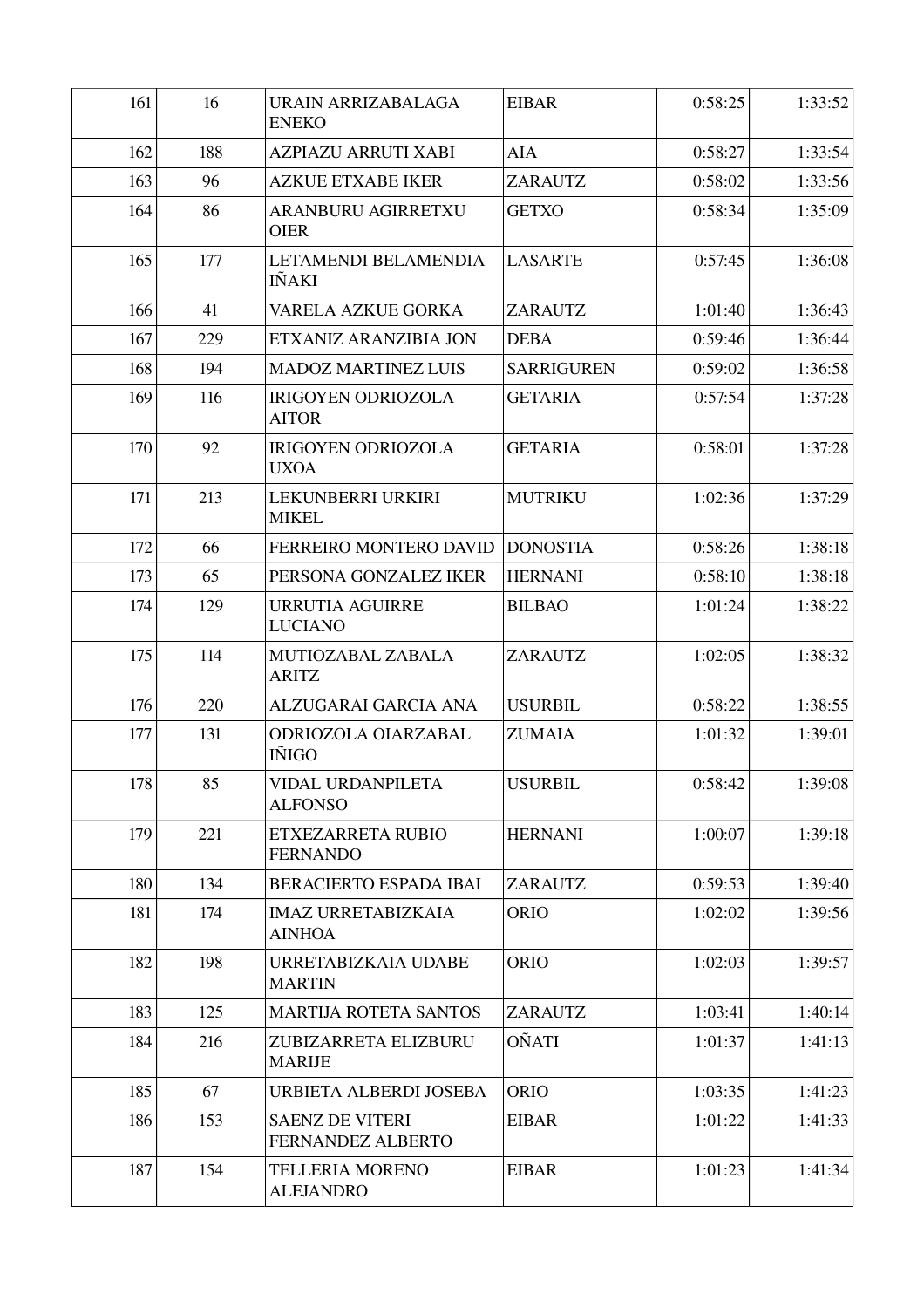| | | | | | |
|---|---|---|---|---|---|
| 161 | 16 | URAIN ARRIZABALAGA ENEKO | EIBAR | 0:58:25 | 1:33:52 |
| 162 | 188 | AZPIAZU ARRUTI XABI | AIA | 0:58:27 | 1:33:54 |
| 163 | 96 | AZKUE ETXABE IKER | ZARAUTZ | 0:58:02 | 1:33:56 |
| 164 | 86 | ARANBURU AGIRRETXU OIER | GETXO | 0:58:34 | 1:35:09 |
| 165 | 177 | LETAMENDI BELAMENDIA IÑAKI | LASARTE | 0:57:45 | 1:36:08 |
| 166 | 41 | VARELA AZKUE GORKA | ZARAUTZ | 1:01:40 | 1:36:43 |
| 167 | 229 | ETXANIZ ARANZIBIA JON | DEBA | 0:59:46 | 1:36:44 |
| 168 | 194 | MADOZ MARTINEZ LUIS | SARRIGUREN | 0:59:02 | 1:36:58 |
| 169 | 116 | IRIGOYEN ODRIOZOLA AITOR | GETARIA | 0:57:54 | 1:37:28 |
| 170 | 92 | IRIGOYEN ODRIOZOLA UXOA | GETARIA | 0:58:01 | 1:37:28 |
| 171 | 213 | LEKUNBERRI URKIRI MIKEL | MUTRIKU | 1:02:36 | 1:37:29 |
| 172 | 66 | FERREIRO MONTERO DAVID | DONOSTIA | 0:58:26 | 1:38:18 |
| 173 | 65 | PERSONA GONZALEZ IKER | HERNANI | 0:58:10 | 1:38:18 |
| 174 | 129 | URRUTIA AGUIRRE LUCIANO | BILBAO | 1:01:24 | 1:38:22 |
| 175 | 114 | MUTIOZABAL ZABALA ARITZ | ZARAUTZ | 1:02:05 | 1:38:32 |
| 176 | 220 | ALZUGARAI GARCIA ANA | USURBIL | 0:58:22 | 1:38:55 |
| 177 | 131 | ODRIOZOLA OIARZABAL IÑIGO | ZUMAIA | 1:01:32 | 1:39:01 |
| 178 | 85 | VIDAL URDANPILETA ALFONSO | USURBIL | 0:58:42 | 1:39:08 |
| 179 | 221 | ETXEZARRETA RUBIO FERNANDO | HERNANI | 1:00:07 | 1:39:18 |
| 180 | 134 | BERACIERTO ESPADA IBAI | ZARAUTZ | 0:59:53 | 1:39:40 |
| 181 | 174 | IMAZ URRETABIZKAIA AINHOA | ORIO | 1:02:02 | 1:39:56 |
| 182 | 198 | URRETABIZKAIA UDABE MARTIN | ORIO | 1:02:03 | 1:39:57 |
| 183 | 125 | MARTIJA ROTETA SANTOS | ZARAUTZ | 1:03:41 | 1:40:14 |
| 184 | 216 | ZUBIZARRETA ELIZBURU MARIJE | OÑATI | 1:01:37 | 1:41:13 |
| 185 | 67 | URBIETA ALBERDI JOSEBA | ORIO | 1:03:35 | 1:41:23 |
| 186 | 153 | SAENZ DE VITERI FERNANDEZ ALBERTO | EIBAR | 1:01:22 | 1:41:33 |
| 187 | 154 | TELLERIA MORENO ALEJANDRO | EIBAR | 1:01:23 | 1:41:34 |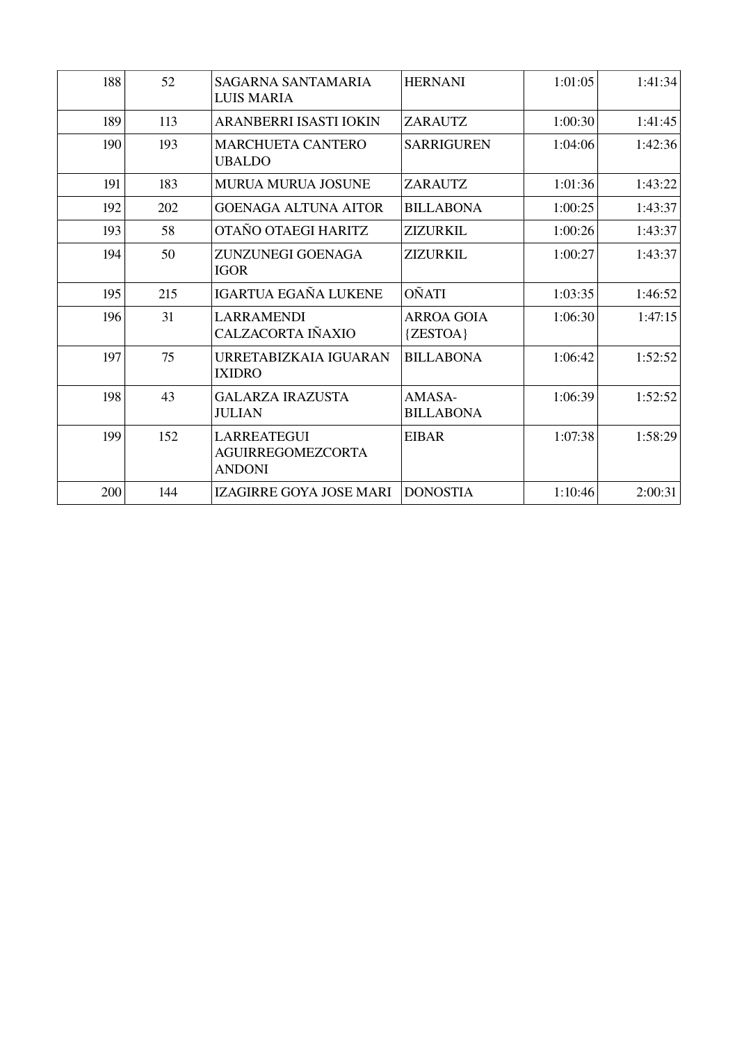| | | | | | |
|---|---|---|---|---|---|
| 188 | 52 | SAGARNA SANTAMARIA LUIS MARIA | HERNANI | 1:01:05 | 1:41:34 |
| 189 | 113 | ARANBERRI ISASTI IOKIN | ZARAUTZ | 1:00:30 | 1:41:45 |
| 190 | 193 | MARCHUETA CANTERO UBALDO | SARRIGUREN | 1:04:06 | 1:42:36 |
| 191 | 183 | MURUA MURUA JOSUNE | ZARAUTZ | 1:01:36 | 1:43:22 |
| 192 | 202 | GOENAGA ALTUNA AITOR | BILLABONA | 1:00:25 | 1:43:37 |
| 193 | 58 | OTAÑO OTAEGI HARITZ | ZIZURKIL | 1:00:26 | 1:43:37 |
| 194 | 50 | ZUNZUNEGI GOENAGA IGOR | ZIZURKIL | 1:00:27 | 1:43:37 |
| 195 | 215 | IGARTUA EGAÑA LUKENE | OÑATI | 1:03:35 | 1:46:52 |
| 196 | 31 | LARRAMENDI CALZACORTA IÑAXIO | ARROA GOIA {ZESTOA} | 1:06:30 | 1:47:15 |
| 197 | 75 | URRETABIZKAIA IGUARAN IXIDRO | BILLABONA | 1:06:42 | 1:52:52 |
| 198 | 43 | GALARZA IRAZUSTA JULIAN | AMASA-BILLABONA | 1:06:39 | 1:52:52 |
| 199 | 152 | LARREATEGUI AGUIRREGOMEZCORTA ANDONI | EIBAR | 1:07:38 | 1:58:29 |
| 200 | 144 | IZAGIRRE GOYA JOSE MARI | DONOSTIA | 1:10:46 | 2:00:31 |